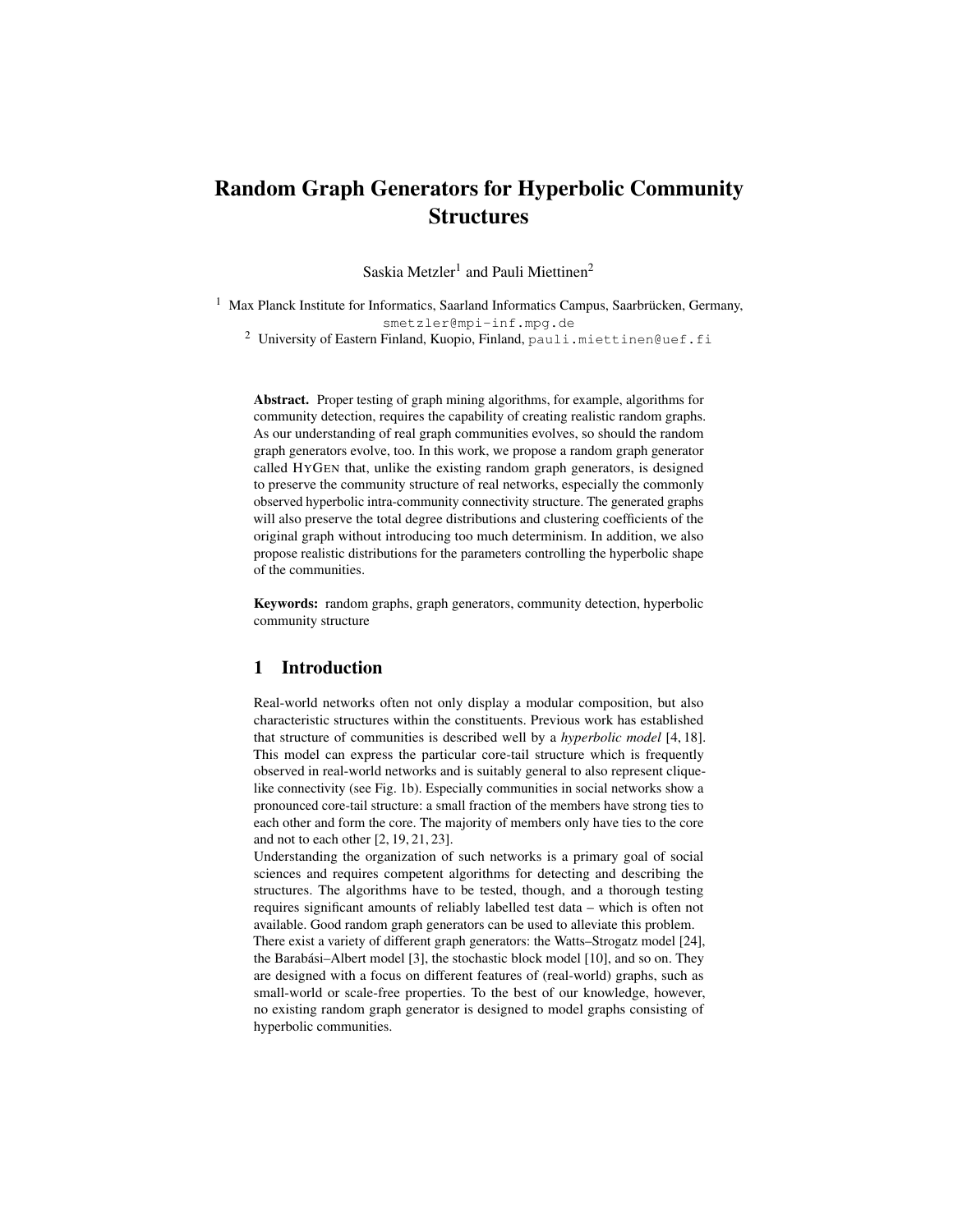# Random Graph Generators for Hyperbolic Community Structures

Saskia Metzler[1] and Pauli Miettinen[2]

[1] Max Planck Institute for Informatics, Saarland Informatics Campus, Saarbrücken, Germany, smetzler@mpi-inf.mpg.de

[2] University of Eastern Finland, Kuopio, Finland, pauli.miettinen@uef.fi

**Abstract.** Proper testing of graph mining algorithms, for example, algorithms for community detection, requires the capability of creating realistic random graphs. As our understanding of real graph communities evolves, so should the random graph generators evolve, too. In this work, we propose a random graph generator called HyGen that, unlike the existing random graph generators, is designed to preserve the community structure of real networks, especially the commonly observed hyperbolic intra-community connectivity structure. The generated graphs will also preserve the total degree distributions and clustering coefficients of the original graph without introducing too much determinism. In addition, we also propose realistic distributions for the parameters controlling the hyperbolic shape of the communities.

**Keywords:** random graphs, graph generators, community detection, hyperbolic community structure

## 1 Introduction

Real-world networks often not only display a modular composition, but also characteristic structures within the constituents. Previous work has established that structure of communities is described well by a *hyperbolic model* [4, 18]. This model can express the particular core-tail structure which is frequently observed in real-world networks and is suitably general to also represent clique-like connectivity (see Fig. 1b). Especially communities in social networks show a pronounced core-tail structure: a small fraction of the members have strong ties to each other and form the core. The majority of members only have ties to the core and not to each other [2, 19, 21, 23].

Understanding the organization of such networks is a primary goal of social sciences and requires competent algorithms for detecting and describing the structures. The algorithms have to be tested, though, and a thorough testing requires significant amounts of reliably labelled test data – which is often not available. Good random graph generators can be used to alleviate this problem.

There exist a variety of different graph generators: the Watts–Strogatz model [24], the Barabási–Albert model [3], the stochastic block model [10], and so on. They are designed with a focus on different features of (real-world) graphs, such as small-world or scale-free properties. To the best of our knowledge, however, no existing random graph generator is designed to model graphs consisting of hyperbolic communities.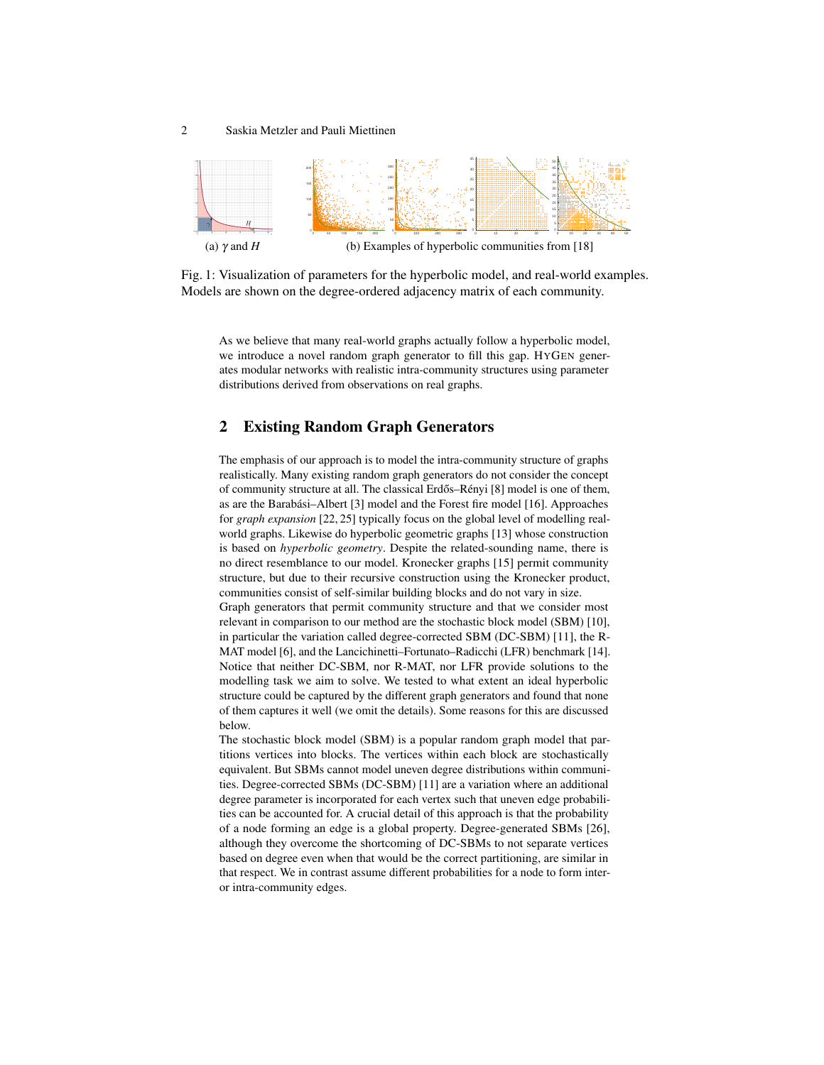(a) $\gamma$ and $H$

(b) Examples of hyperbolic communities from [18]

Fig. 1: Visualization of parameters for the hyperbolic model, and real-world examples. Models are shown on the degree-ordered adjacency matrix of each community.

As we believe that many real-world graphs actually follow a hyperbolic model, we introduce a novel random graph generator to fill this gap. HYGEN generates modular networks with realistic intra-community structures using parameter distributions derived from observations on real graphs.

## 2 Existing Random Graph Generators

The emphasis of our approach is to model the intra-community structure of graphs realistically. Many existing random graph generators do not consider the concept of community structure at all. The classical Erdős–Rényi [8] model is one of them, as are the Barabási–Albert [3] model and the Forest fire model [16]. Approaches for *graph expansion* [22, 25] typically focus on the global level of modelling real-world graphs. Likewise do hyperbolic geometric graphs [13] whose construction is based on *hyperbolic geometry*. Despite the related-sounding name, there is no direct resemblance to our model. Kronecker graphs [15] permit community structure, but due to their recursive construction using the Kronecker product, communities consist of self-similar building blocks and do not vary in size.
Graph generators that permit community structure and that we consider most relevant in comparison to our method are the stochastic block model (SBM) [10], in particular the variation called degree-corrected SBM (DC-SBM) [11], the R-MAT model [6], and the Lancichinetti–Fortunato–Radicchi (LFR) benchmark [14]. Notice that neither DC-SBM, nor R-MAT, nor LFR provide solutions to the modelling task we aim to solve. We tested to what extent an ideal hyperbolic structure could be captured by the different graph generators and found that none of them captures it well (we omit the details). Some reasons for this are discussed below.
The stochastic block model (SBM) is a popular random graph model that partitions vertices into blocks. The vertices within each block are stochastically equivalent. But SBMs cannot model uneven degree distributions within communities. Degree-corrected SBMs (DC-SBM) [11] are a variation where an additional degree parameter is incorporated for each vertex such that uneven edge probabilities can be accounted for. A crucial detail of this approach is that the probability of a node forming an edge is a global property. Degree-generated SBMs [26], although they overcome the shortcoming of DC-SBMs to not separate vertices based on degree even when that would be the correct partitioning, are similar in that respect. We in contrast assume different probabilities for a node to form inter- or intra-community edges.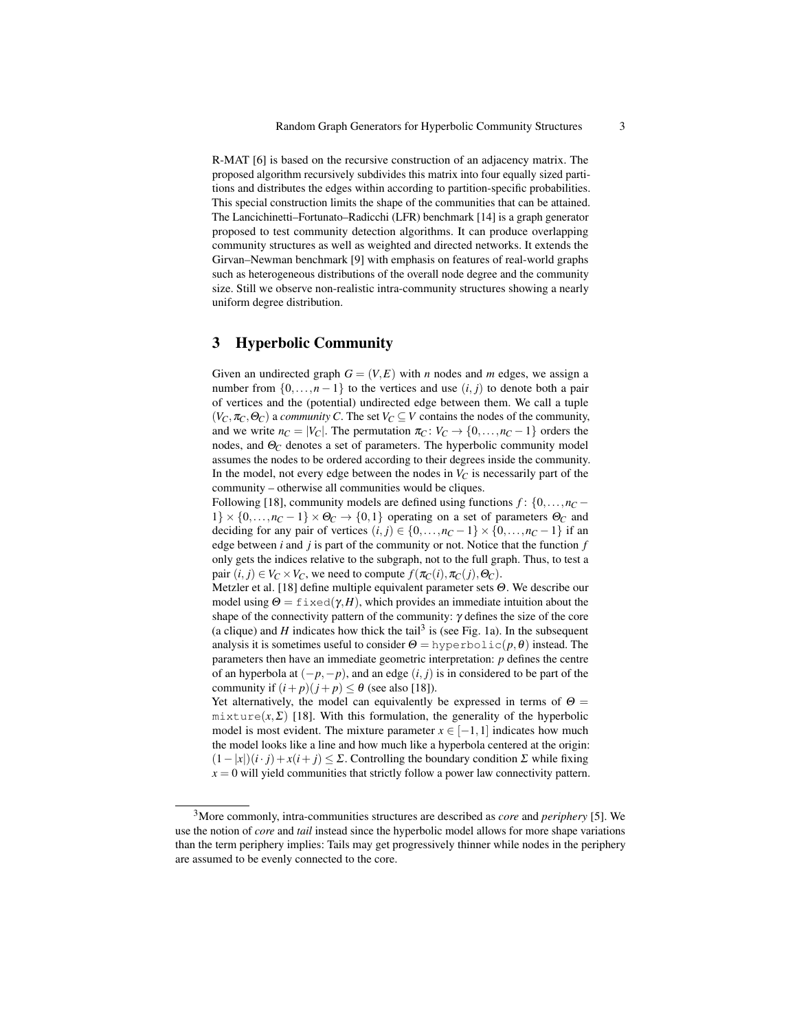R-MAT [6] is based on the recursive construction of an adjacency matrix. The proposed algorithm recursively subdivides this matrix into four equally sized partitions and distributes the edges within according to partition-specific probabilities. This special construction limits the shape of the communities that can be attained. The Lancichinetti–Fortunato–Radicchi (LFR) benchmark [14] is a graph generator proposed to test community detection algorithms. It can produce overlapping community structures as well as weighted and directed networks. It extends the Girvan–Newman benchmark [9] with emphasis on features of real-world graphs such as heterogeneous distributions of the overall node degree and the community size. Still we observe non-realistic intra-community structures showing a nearly uniform degree distribution.

## 3 Hyperbolic Community

Given an undirected graph $G = (V,E)$ with $n$ nodes and $m$ edges, we assign a number from $\{0,\dots,n-1\}$ to the vertices and use $(i, j)$ to denote both a pair of vertices and the (potential) undirected edge between them. We call a tuple $(V_C, \pi_C, \Theta_C)$ a *community* $C$. The set $V_C \subseteq V$ contains the nodes of the community, and we write $n_C = |V_C|$. The permutation $\pi_C \colon V_C \to \{0,\dots,n_C - 1\}$ orders the nodes, and $\Theta_C$ denotes a set of parameters. The hyperbolic community model assumes the nodes to be ordered according to their degrees inside the community. In the model, not every edge between the nodes in $V_C$ is necessarily part of the community – otherwise all communities would be cliques.

Following [18], community models are defined using functions $f \colon \{0,\dots,n_C - 1\} \times \{0,\dots,n_C - 1\} \times \Theta_C \to \{0,1\}$ operating on a set of parameters $\Theta_C$ and deciding for any pair of vertices $(i, j) \in \{0,\dots,n_C - 1\} \times \{0,\dots,n_C - 1\}$ if an edge between $i$ and $j$ is part of the community or not. Notice that the function $f$ only gets the indices relative to the subgraph, not to the full graph. Thus, to test a pair $(i, j) \in V_C \times V_C$, we need to compute $f(\pi_C(i), \pi_C(j), \Theta_C)$.

Metzler et al. [18] define multiple equivalent parameter sets $\Theta$. We describe our model using $\Theta = \texttt{fixed}(\gamma, H)$, which provides an immediate intuition about the shape of the connectivity pattern of the community: $\gamma$ defines the size of the core (a clique) and $H$ indicates how thick the tail[3] is (see Fig. 1a). In the subsequent analysis it is sometimes useful to consider $\Theta = \texttt{hyperbolic}(p, \theta)$ instead. The parameters then have an immediate geometric interpretation: $p$ defines the centre of an hyperbola at $(-p,-p)$, and an edge $(i, j)$ is in considered to be part of the community if $(i + p)(j + p) \leq \theta$ (see also [18]).

Yet alternatively, the model can equivalently be expressed in terms of $\Theta = \texttt{mixture}(x, \Sigma)$ [18]. With this formulation, the generality of the hyperbolic model is most evident. The mixture parameter $x \in [-1,1]$ indicates how much the model looks like a line and how much like a hyperbola centered at the origin: $(1-|x|)(i \cdot j) + x(i + j) \leq \Sigma$. Controlling the boundary condition $\Sigma$ while fixing $x = 0$ will yield communities that strictly follow a power law connectivity pattern.

[3] More commonly, intra-communities structures are described as *core* and *periphery* [5]. We use the notion of *core* and *tail* instead since the hyperbolic model allows for more shape variations than the term periphery implies: Tails may get progressively thinner while nodes in the periphery are assumed to be evenly connected to the core.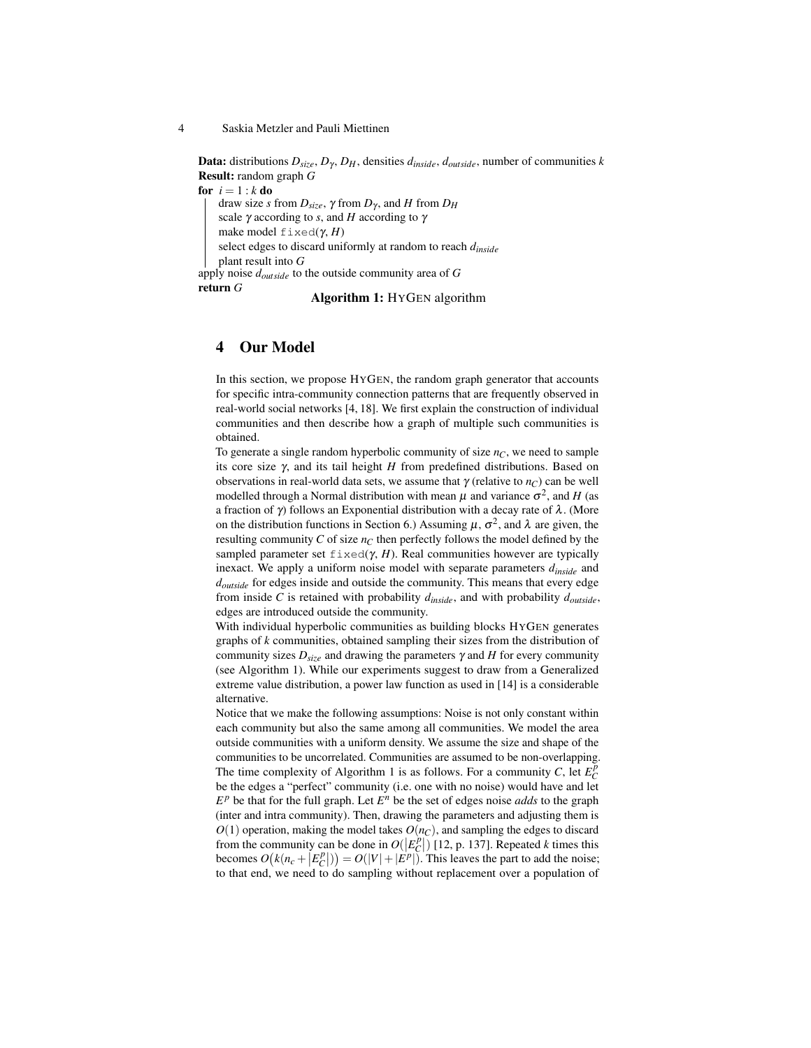**Data:** distributions $D_{size}$, $D_\gamma$, $D_H$, densities $d_{inside}$, $d_{outside}$, number of communities $k$
**Result:** random graph $G$
**for** $i = 1 : k$ **do**
  draw size $s$ from $D_{size}$, $\gamma$ from $D_\gamma$, and $H$ from $D_H$
  scale $\gamma$ according to $s$, and $H$ according to $\gamma$
  make model `fixed`($\gamma$, $H$)
  select edges to discard uniformly at random to reach $d_{inside}$
  plant result into $G$
apply noise $d_{outside}$ to the outside community area of $G$
**return** $G$

**Algorithm 1:** HYGEN algorithm

## 4 Our Model

In this section, we propose HYGEN, the random graph generator that accounts for specific intra-community connection patterns that are frequently observed in real-world social networks [4, 18]. We first explain the construction of individual communities and then describe how a graph of multiple such communities is obtained.

To generate a single random hyperbolic community of size $n_C$, we need to sample its core size $\gamma$, and its tail height $H$ from predefined distributions. Based on observations in real-world data sets, we assume that $\gamma$ (relative to $n_C$) can be well modelled through a Normal distribution with mean $\mu$ and variance $\sigma^2$, and $H$ (as a fraction of $\gamma$) follows an Exponential distribution with a decay rate of $\lambda$. (More on the distribution functions in Section 6.) Assuming $\mu$, $\sigma^2$, and $\lambda$ are given, the resulting community $C$ of size $n_C$ then perfectly follows the model defined by the sampled parameter set `fixed`($\gamma$, $H$). Real communities however are typically inexact. We apply a uniform noise model with separate parameters $d_{inside}$ and $d_{outside}$ for edges inside and outside the community. This means that every edge from inside $C$ is retained with probability $d_{inside}$, and with probability $d_{outside}$, edges are introduced outside the community.

With individual hyperbolic communities as building blocks HYGEN generates graphs of $k$ communities, obtained sampling their sizes from the distribution of community sizes $D_{size}$ and drawing the parameters $\gamma$ and $H$ for every community (see Algorithm 1). While our experiments suggest to draw from a Generalized extreme value distribution, a power law function as used in [14] is a considerable alternative.

Notice that we make the following assumptions: Noise is not only constant within each community but also the same among all communities. We model the area outside communities with a uniform density. We assume the size and shape of the communities to be uncorrelated. Communities are assumed to be non-overlapping.

The time complexity of Algorithm 1 is as follows. For a community $C$, let $E_C^p$ be the edges a "perfect" community (i.e. one with no noise) would have and let $E^p$ be that for the full graph. Let $E^n$ be the set of edges noise *adds* to the graph (inter and intra community). Then, drawing the parameters and adjusting them is $O(1)$ operation, making the model takes $O(n_C)$, and sampling the edges to discard from the community can be done in $O(|E_C^p|)$ [12, p. 137]. Repeated $k$ times this becomes $O\big(k(n_c + |E_C^p|)\big) = O(|V| + |E^p|)$. This leaves the part to add the noise; to that end, we need to do sampling without replacement over a population of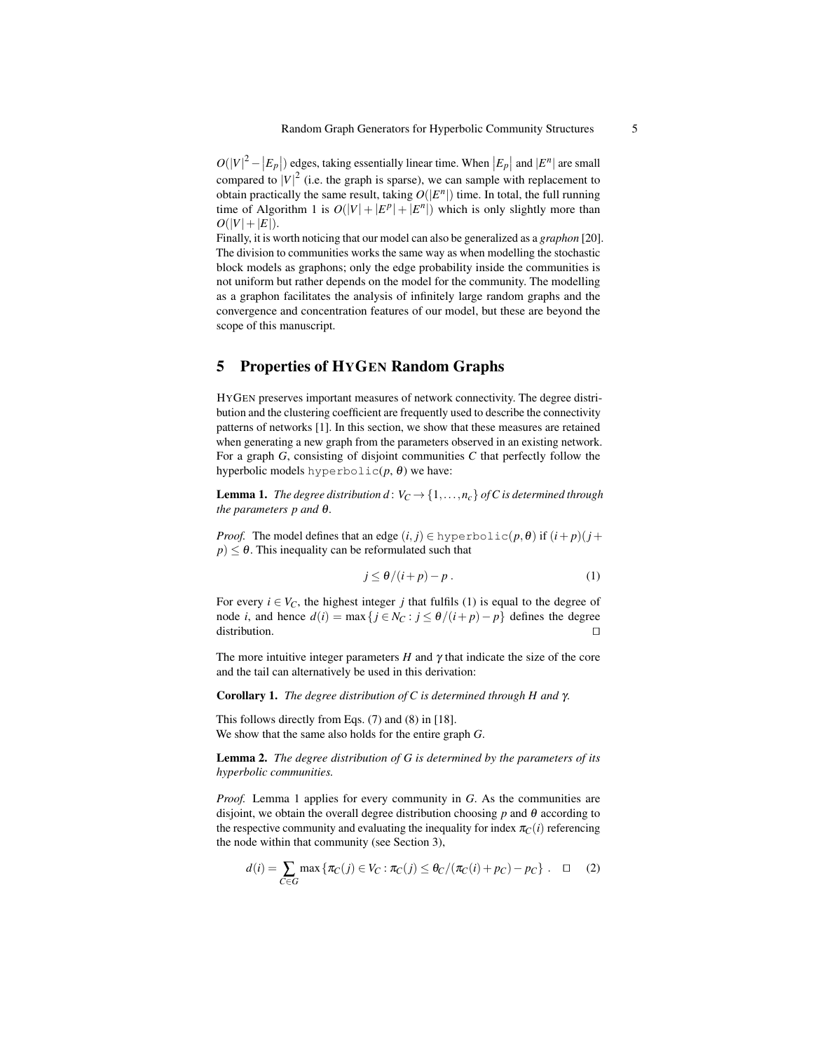$O(|V|^2 - |E_p|)$ edges, taking essentially linear time. When $|E_p|$ and $|E^n|$ are small compared to $|V|^2$ (i.e. the graph is sparse), we can sample with replacement to obtain practically the same result, taking $O(|E^n|)$ time. In total, the full running time of Algorithm 1 is $O(|V| + |E^p| + |E^n|)$ which is only slightly more than $O(|V| + |E|)$.

Finally, it is worth noticing that our model can also be generalized as a *graphon* [20]. The division to communities works the same way as when modelling the stochastic block models as graphons; only the edge probability inside the communities is not uniform but rather depends on the model for the community. The modelling as a graphon facilitates the analysis of infinitely large random graphs and the convergence and concentration features of our model, but these are beyond the scope of this manuscript.

## 5 Properties of HyGen Random Graphs

HyGen preserves important measures of network connectivity. The degree distribution and the clustering coefficient are frequently used to describe the connectivity patterns of networks [1]. In this section, we show that these measures are retained when generating a new graph from the parameters observed in an existing network. For a graph $G$, consisting of disjoint communities $C$ that perfectly follow the hyperbolic models $\texttt{hyperbolic}(p, \theta)$ we have:

**Lemma 1.** *The degree distribution $d\colon V_C \to \{1, \ldots, n_c\}$ of $C$ is determined through the parameters $p$ and $\theta$.*

*Proof.* The model defines that an edge $(i, j) \in \texttt{hyperbolic}(p, \theta)$ if $(i+p)(j+p) \leq \theta$. This inequality can be reformulated such that

$$j \leq \theta/(i+p) - p \,. \tag{1}$$

For every $i \in V_C$, the highest integer $j$ that fulfils (1) is equal to the degree of node $i$, and hence $d(i) = \max\{j \in N_C : j \leq \theta/(i+p) - p\}$ defines the degree distribution. □

The more intuitive integer parameters $H$ and $\gamma$ that indicate the size of the core and the tail can alternatively be used in this derivation:

**Corollary 1.** *The degree distribution of $C$ is determined through $H$ and $\gamma$.*

This follows directly from Eqs. (7) and (8) in [18].
We show that the same also holds for the entire graph $G$.

**Lemma 2.** *The degree distribution of $G$ is determined by the parameters of its hyperbolic communities.*

*Proof.* Lemma 1 applies for every community in $G$. As the communities are disjoint, we obtain the overall degree distribution choosing $p$ and $\theta$ according to the respective community and evaluating the inequality for index $\pi_C(i)$ referencing the node within that community (see Section 3),

$$d(i) = \sum_{C \in G} \max\{\pi_C(j) \in V_C : \pi_C(j) \leq \theta_C/(\pi_C(i) + p_C) - p_C\} \,. \quad \square \tag{2}$$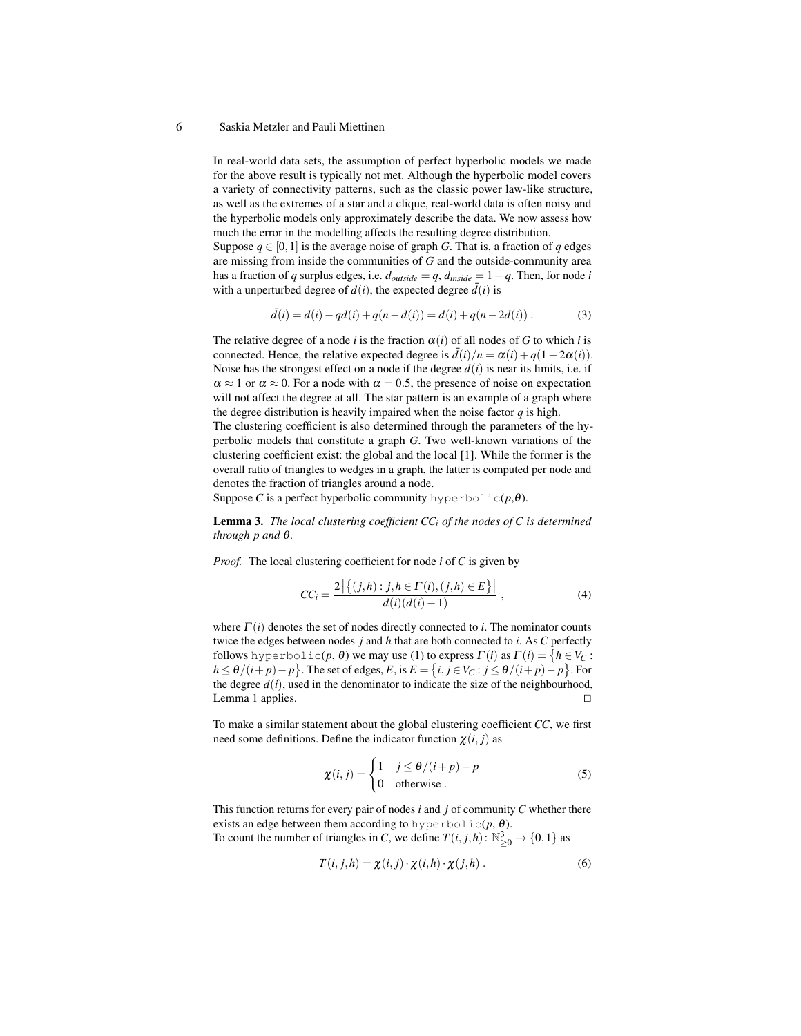In real-world data sets, the assumption of perfect hyperbolic models we made for the above result is typically not met. Although the hyperbolic model covers a variety of connectivity patterns, such as the classic power law-like structure, as well as the extremes of a star and a clique, real-world data is often noisy and the hyperbolic models only approximately describe the data. We now assess how much the error in the modelling affects the resulting degree distribution.

Suppose $q \in [0,1]$ is the average noise of graph $G$. That is, a fraction of $q$ edges are missing from inside the communities of $G$ and the outside-community area has a fraction of $q$ surplus edges, i.e. $d_{outside} = q$, $d_{inside} = 1-q$. Then, for node $i$ with a unperturbed degree of $d(i)$, the expected degree $\bar{d}(i)$ is

$$\bar{d}(i) = d(i) - qd(i) + q(n - d(i)) = d(i) + q(n - 2d(i)) \; . \tag{3}$$

The relative degree of a node $i$ is the fraction $\alpha(i)$ of all nodes of $G$ to which $i$ is connected. Hence, the relative expected degree is $\bar{d}(i)/n = \alpha(i) + q(1-2\alpha(i))$. Noise has the strongest effect on a node if the degree $d(i)$ is near its limits, i.e. if $\alpha \approx 1$ or $\alpha \approx 0$. For a node with $\alpha = 0.5$, the presence of noise on expectation will not affect the degree at all. The star pattern is an example of a graph where the degree distribution is heavily impaired when the noise factor $q$ is high.

The clustering coefficient is also determined through the parameters of the hyperbolic models that constitute a graph $G$. Two well-known variations of the clustering coefficient exist: the global and the local [1]. While the former is the overall ratio of triangles to wedges in a graph, the latter is computed per node and denotes the fraction of triangles around a node.

Suppose $C$ is a perfect hyperbolic community `hyperbolic`($p$,$\theta$).

**Lemma 3.** *The local clustering coefficient $CC_i$ of the nodes of $C$ is determined through $p$ and $\theta$.*

*Proof.* The local clustering coefficient for node $i$ of $C$ is given by

$$CC_i = \frac{2\left|\left\{(j,h) : j,h \in \Gamma(i), (j,h) \in E\right\}\right|}{d(i)(d(i)-1)} \; , \tag{4}$$

where $\Gamma(i)$ denotes the set of nodes directly connected to $i$. The nominator counts twice the edges between nodes $j$ and $h$ that are both connected to $i$. As $C$ perfectly follows `hyperbolic`($p$, $\theta$) we may use (1) to express $\Gamma(i)$ as $\Gamma(i) = \left\{h \in V_C : h \leq \theta/(i+p) - p\right\}$. The set of edges, $E$, is $E = \left\{i,j \in V_C : j \leq \theta/(i+p) - p\right\}$. For the degree $d(i)$, used in the denominator to indicate the size of the neighbourhood, Lemma 1 applies. ☐

To make a similar statement about the global clustering coefficient $CC$, we first need some definitions. Define the indicator function $\chi(i,j)$ as

$$\chi(i,j) = \begin{cases} 1 & j \leq \theta/(i+p) - p \\ 0 & \text{otherwise} \; . \end{cases} \tag{5}$$

This function returns for every pair of nodes $i$ and $j$ of community $C$ whether there exists an edge between them according to `hyperbolic`($p$, $\theta$).

To count the number of triangles in $C$, we define $T(i,j,h) \colon \mathbb{N}^3_{\geq 0} \to \{0,1\}$ as

$$T(i,j,h) = \chi(i,j) \cdot \chi(i,h) \cdot \chi(j,h) \; . \tag{6}$$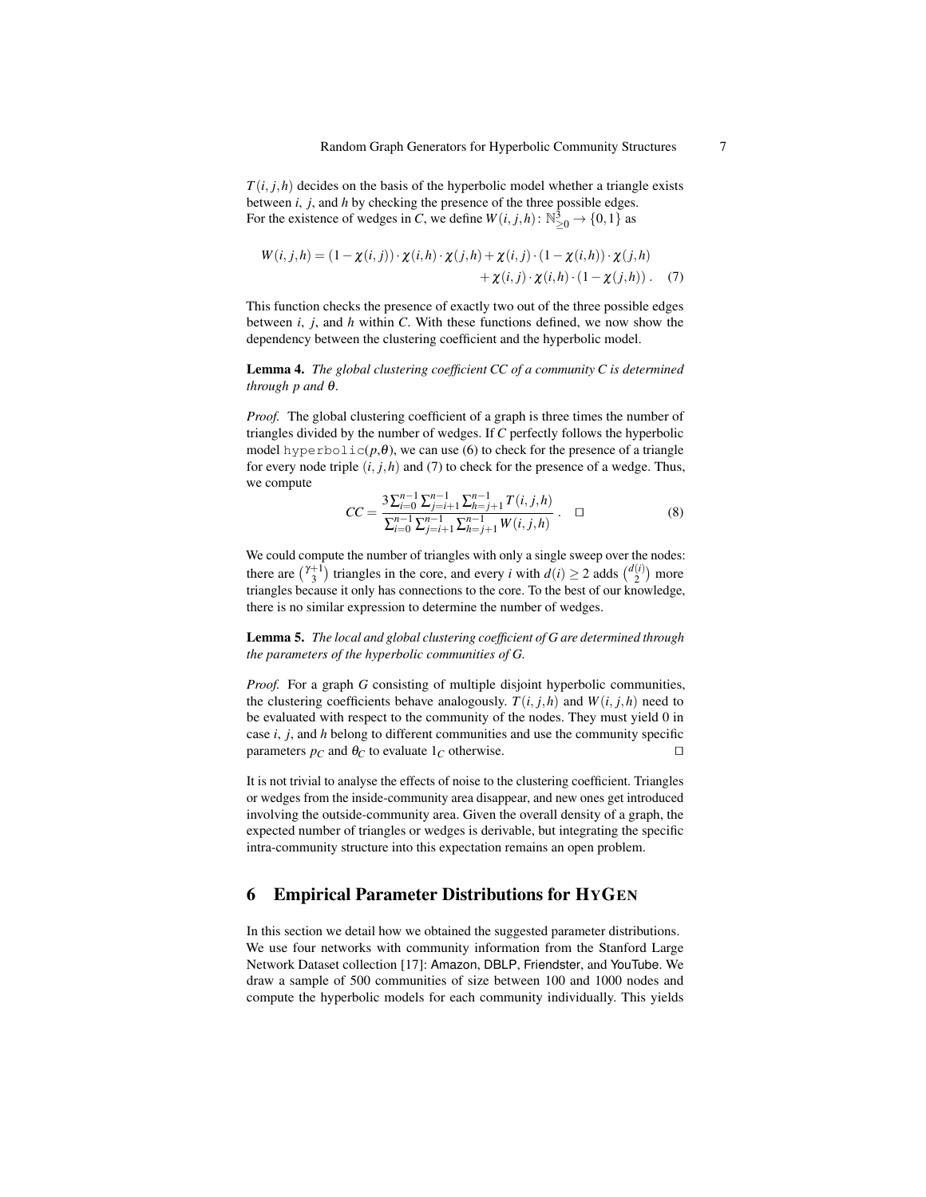$T(i,j,h)$ decides on the basis of the hyperbolic model whether a triangle exists between $i$, $j$, and $h$ by checking the presence of the three possible edges.
For the existence of wedges in $C$, we define $W(i,j,h)\colon \mathbb{N}^3_{\geq 0} \to \{0,1\}$ as

$$W(i,j,h) = (1-\chi(i,j)) \cdot \chi(i,h) \cdot \chi(j,h) + \chi(i,j) \cdot (1-\chi(i,h)) \cdot \chi(j,h) + \chi(i,j) \cdot \chi(i,h) \cdot (1-\chi(j,h)) \,. \quad (7)$$

This function checks the presence of exactly two out of the three possible edges between $i$, $j$, and $h$ within $C$. With these functions defined, we now show the dependency between the clustering coefficient and the hyperbolic model.

**Lemma 4.** *The global clustering coefficient CC of a community C is determined through p and θ.*

*Proof.* The global clustering coefficient of a graph is three times the number of triangles divided by the number of wedges. If $C$ perfectly follows the hyperbolic model `hyperbolic`$(p,\theta)$, we can use (6) to check for the presence of a triangle for every node triple $(i,j,h)$ and (7) to check for the presence of a wedge. Thus, we compute

$$CC = \frac{3\sum_{i=0}^{n-1}\sum_{j=i+1}^{n-1}\sum_{h=j+1}^{n-1} T(i,j,h)}{\sum_{i=0}^{n-1}\sum_{j=i+1}^{n-1}\sum_{h=j+1}^{n-1} W(i,j,h)} \,. \quad \square \quad (8)$$

We could compute the number of triangles with only a single sweep over the nodes: there are $\binom{\gamma+1}{3}$ triangles in the core, and every $i$ with $d(i) \geq 2$ adds $\binom{d(i)}{2}$ more triangles because it only has connections to the core. To the best of our knowledge, there is no similar expression to determine the number of wedges.

**Lemma 5.** *The local and global clustering coefficient of G are determined through the parameters of the hyperbolic communities of G.*

*Proof.* For a graph $G$ consisting of multiple disjoint hyperbolic communities, the clustering coefficients behave analogously. $T(i,j,h)$ and $W(i,j,h)$ need to be evaluated with respect to the community of the nodes. They must yield 0 in case $i$, $j$, and $h$ belong to different communities and use the community specific parameters $p_C$ and $\theta_C$ to evaluate $1_C$ otherwise. $\square$

It is not trivial to analyse the effects of noise to the clustering coefficient. Triangles or wedges from the inside-community area disappear, and new ones get introduced involving the outside-community area. Given the overall density of a graph, the expected number of triangles or wedges is derivable, but integrating the specific intra-community structure into this expectation remains an open problem.

## 6 Empirical Parameter Distributions for HYGEN

In this section we detail how we obtained the suggested parameter distributions. We use four networks with community information from the Stanford Large Network Dataset collection [17]: Amazon, DBLP, Friendster, and YouTube. We draw a sample of 500 communities of size between 100 and 1000 nodes and compute the hyperbolic models for each community individually. This yields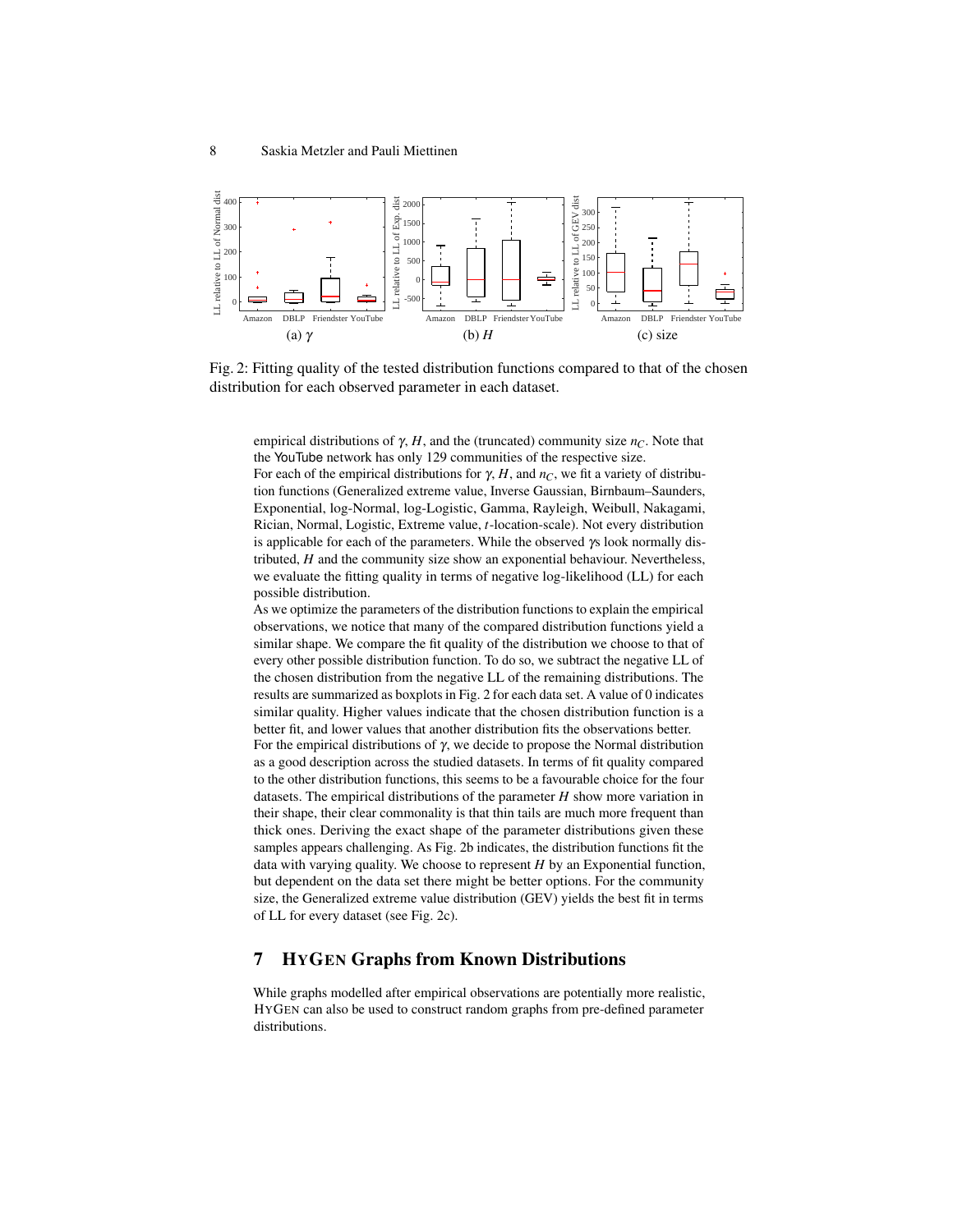Fig. 2: Fitting quality of the tested distribution functions compared to that of the chosen distribution for each observed parameter in each dataset.

empirical distributions of $\gamma$, $H$, and the (truncated) community size $n_C$. Note that the YouTube network has only 129 communities of the respective size.

For each of the empirical distributions for $\gamma$, $H$, and $n_C$, we fit a variety of distribution functions (Generalized extreme value, Inverse Gaussian, Birnbaum–Saunders, Exponential, log-Normal, log-Logistic, Gamma, Rayleigh, Weibull, Nakagami, Rician, Normal, Logistic, Extreme value, $t$-location-scale). Not every distribution is applicable for each of the parameters. While the observed $\gamma$s look normally distributed, $H$ and the community size show an exponential behaviour. Nevertheless, we evaluate the fitting quality in terms of negative log-likelihood (LL) for each possible distribution.

As we optimize the parameters of the distribution functions to explain the empirical observations, we notice that many of the compared distribution functions yield a similar shape. We compare the fit quality of the distribution we choose to that of every other possible distribution function. To do so, we subtract the negative LL of the chosen distribution from the negative LL of the remaining distributions. The results are summarized as boxplots in Fig. 2 for each data set. A value of 0 indicates similar quality. Higher values indicate that the chosen distribution function is a better fit, and lower values that another distribution fits the observations better.

For the empirical distributions of $\gamma$, we decide to propose the Normal distribution as a good description across the studied datasets. In terms of fit quality compared to the other distribution functions, this seems to be a favourable choice for the four datasets. The empirical distributions of the parameter $H$ show more variation in their shape, their clear commonality is that thin tails are much more frequent than thick ones. Deriving the exact shape of the parameter distributions given these samples appears challenging. As Fig. 2b indicates, the distribution functions fit the data with varying quality. We choose to represent $H$ by an Exponential function, but dependent on the data set there might be better options. For the community size, the Generalized extreme value distribution (GEV) yields the best fit in terms of LL for every dataset (see Fig. 2c).

## 7 HyGen Graphs from Known Distributions

While graphs modelled after empirical observations are potentially more realistic, HyGen can also be used to construct random graphs from pre-defined parameter distributions.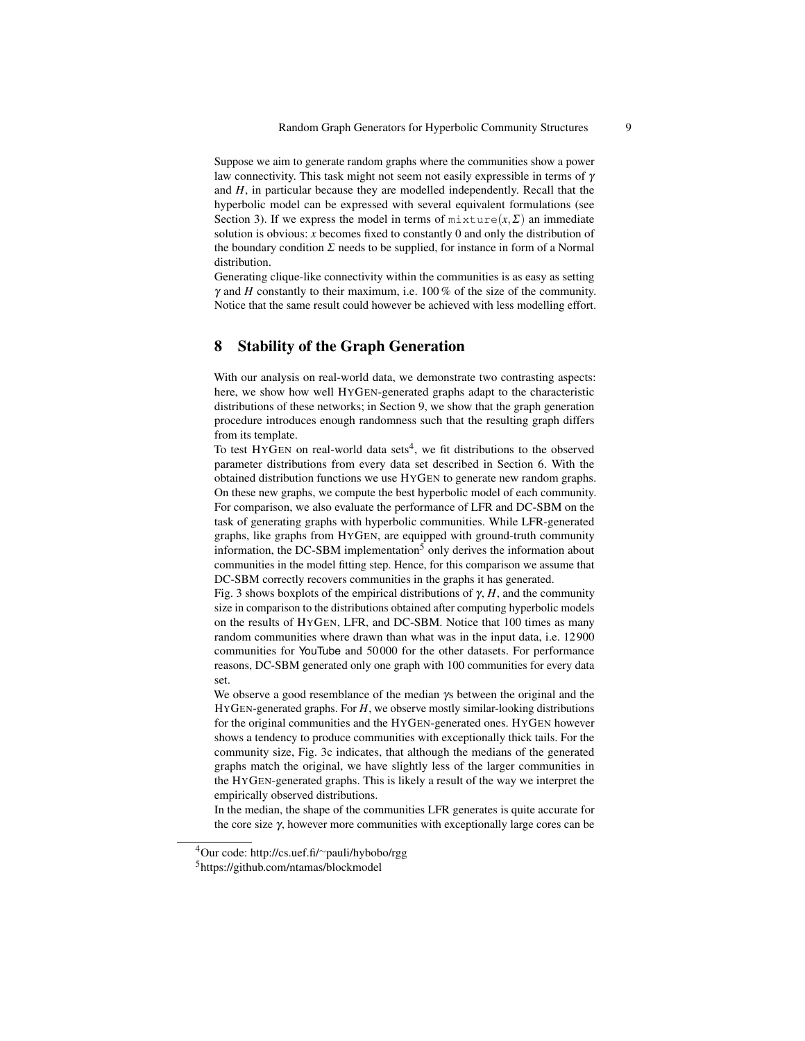Suppose we aim to generate random graphs where the communities show a power law connectivity. This task might not seem not easily expressible in terms of $\gamma$ and $H$, in particular because they are modelled independently. Recall that the hyperbolic model can be expressed with several equivalent formulations (see Section 3). If we express the model in terms of $\texttt{mixture}(x, \Sigma)$ an immediate solution is obvious: $x$ becomes fixed to constantly 0 and only the distribution of the boundary condition $\Sigma$ needs to be supplied, for instance in form of a Normal distribution.

Generating clique-like connectivity within the communities is as easy as setting $\gamma$ and $H$ constantly to their maximum, i.e. 100 % of the size of the community. Notice that the same result could however be achieved with less modelling effort.

## 8 Stability of the Graph Generation

With our analysis on real-world data, we demonstrate two contrasting aspects: here, we show how well HyGen-generated graphs adapt to the characteristic distributions of these networks; in Section 9, we show that the graph generation procedure introduces enough randomness such that the resulting graph differs from its template.

To test HyGen on real-world data sets[4], we fit distributions to the observed parameter distributions from every data set described in Section 6. With the obtained distribution functions we use HyGen to generate new random graphs. On these new graphs, we compute the best hyperbolic model of each community. For comparison, we also evaluate the performance of LFR and DC-SBM on the task of generating graphs with hyperbolic communities. While LFR-generated graphs, like graphs from HyGen, are equipped with ground-truth community information, the DC-SBM implementation[5] only derives the information about communities in the model fitting step. Hence, for this comparison we assume that DC-SBM correctly recovers communities in the graphs it has generated.

Fig. 3 shows boxplots of the empirical distributions of $\gamma$, $H$, and the community size in comparison to the distributions obtained after computing hyperbolic models on the results of HyGen, LFR, and DC-SBM. Notice that 100 times as many random communities where drawn than what was in the input data, i.e. 12 900 communities for YouTube and 50 000 for the other datasets. For performance reasons, DC-SBM generated only one graph with 100 communities for every data set.

We observe a good resemblance of the median $\gamma$s between the original and the HyGen-generated graphs. For $H$, we observe mostly similar-looking distributions for the original communities and the HyGen-generated ones. HyGen however shows a tendency to produce communities with exceptionally thick tails. For the community size, Fig. 3c indicates, that although the medians of the generated graphs match the original, we have slightly less of the larger communities in the HyGen-generated graphs. This is likely a result of the way we interpret the empirically observed distributions.

In the median, the shape of the communities LFR generates is quite accurate for the core size $\gamma$, however more communities with exceptionally large cores can be

[4] Our code: http://cs.uef.fi/~pauli/hybobo/rgg

[5] https://github.com/ntamas/blockmodel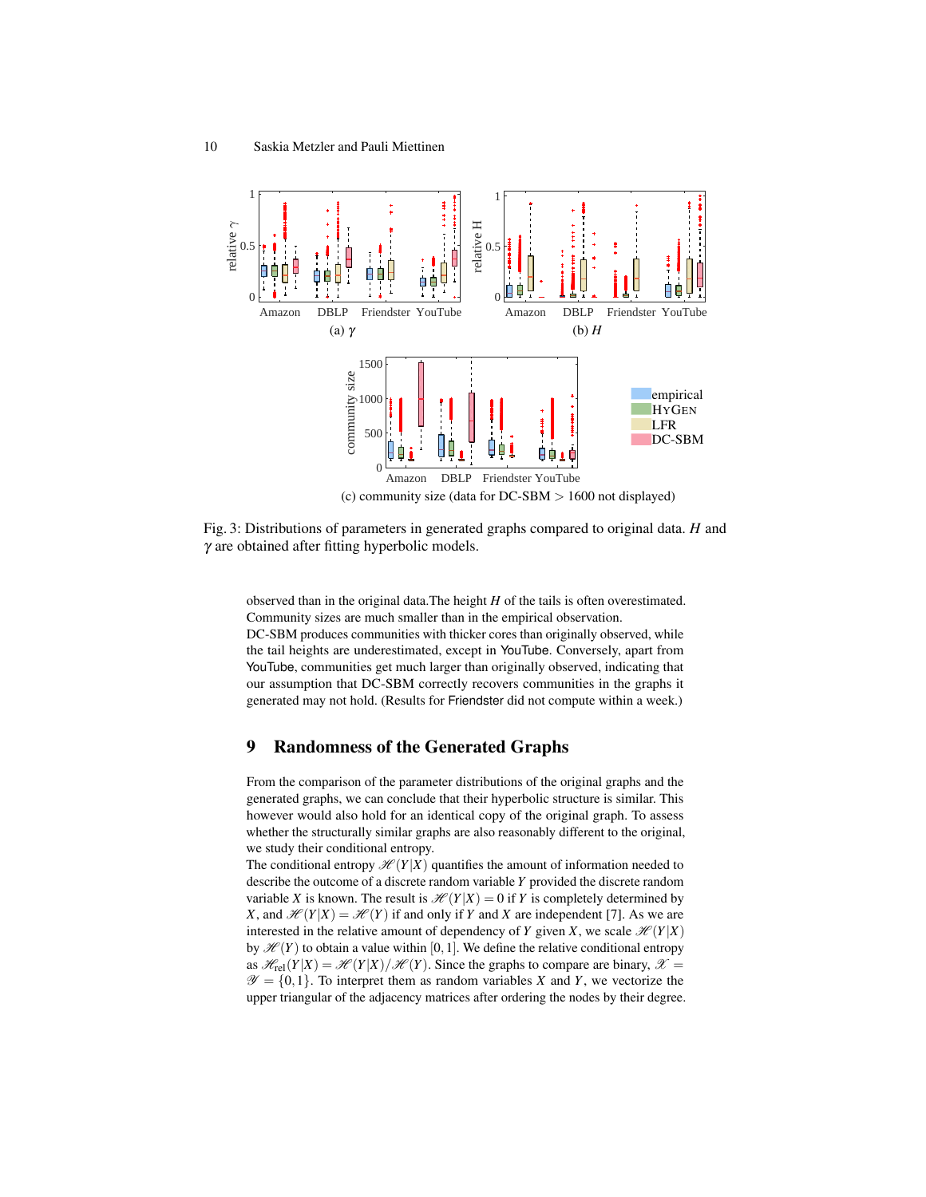(a) $\gamma$

(b) $H$

(c) community size (data for DC-SBM $> 1600$ not displayed)

Fig. 3: Distributions of parameters in generated graphs compared to original data. $H$ and $\gamma$ are obtained after fitting hyperbolic models.

observed than in the original data.The height $H$ of the tails is often overestimated. Community sizes are much smaller than in the empirical observation.
DC-SBM produces communities with thicker cores than originally observed, while the tail heights are underestimated, except in YouTube. Conversely, apart from YouTube, communities get much larger than originally observed, indicating that our assumption that DC-SBM correctly recovers communities in the graphs it generated may not hold. (Results for Friendster did not compute within a week.)

## 9 Randomness of the Generated Graphs

From the comparison of the parameter distributions of the original graphs and the generated graphs, we can conclude that their hyperbolic structure is similar. This however would also hold for an identical copy of the original graph. To assess whether the structurally similar graphs are also reasonably different to the original, we study their conditional entropy.
The conditional entropy $\mathscr{H}(Y|X)$ quantifies the amount of information needed to describe the outcome of a discrete random variable $Y$ provided the discrete random variable $X$ is known. The result is $\mathscr{H}(Y|X) = 0$ if $Y$ is completely determined by $X$, and $\mathscr{H}(Y|X) = \mathscr{H}(Y)$ if and only if $Y$ and $X$ are independent [7]. As we are interested in the relative amount of dependency of $Y$ given $X$, we scale $\mathscr{H}(Y|X)$ by $\mathscr{H}(Y)$ to obtain a value within $[0,1]$. We define the relative conditional entropy as $\mathscr{H}_{\text{rel}}(Y|X) = \mathscr{H}(Y|X)/\mathscr{H}(Y)$. Since the graphs to compare are binary, $\mathscr{X} = \mathscr{Y} = \{0,1\}$. To interpret them as random variables $X$ and $Y$, we vectorize the upper triangular of the adjacency matrices after ordering the nodes by their degree.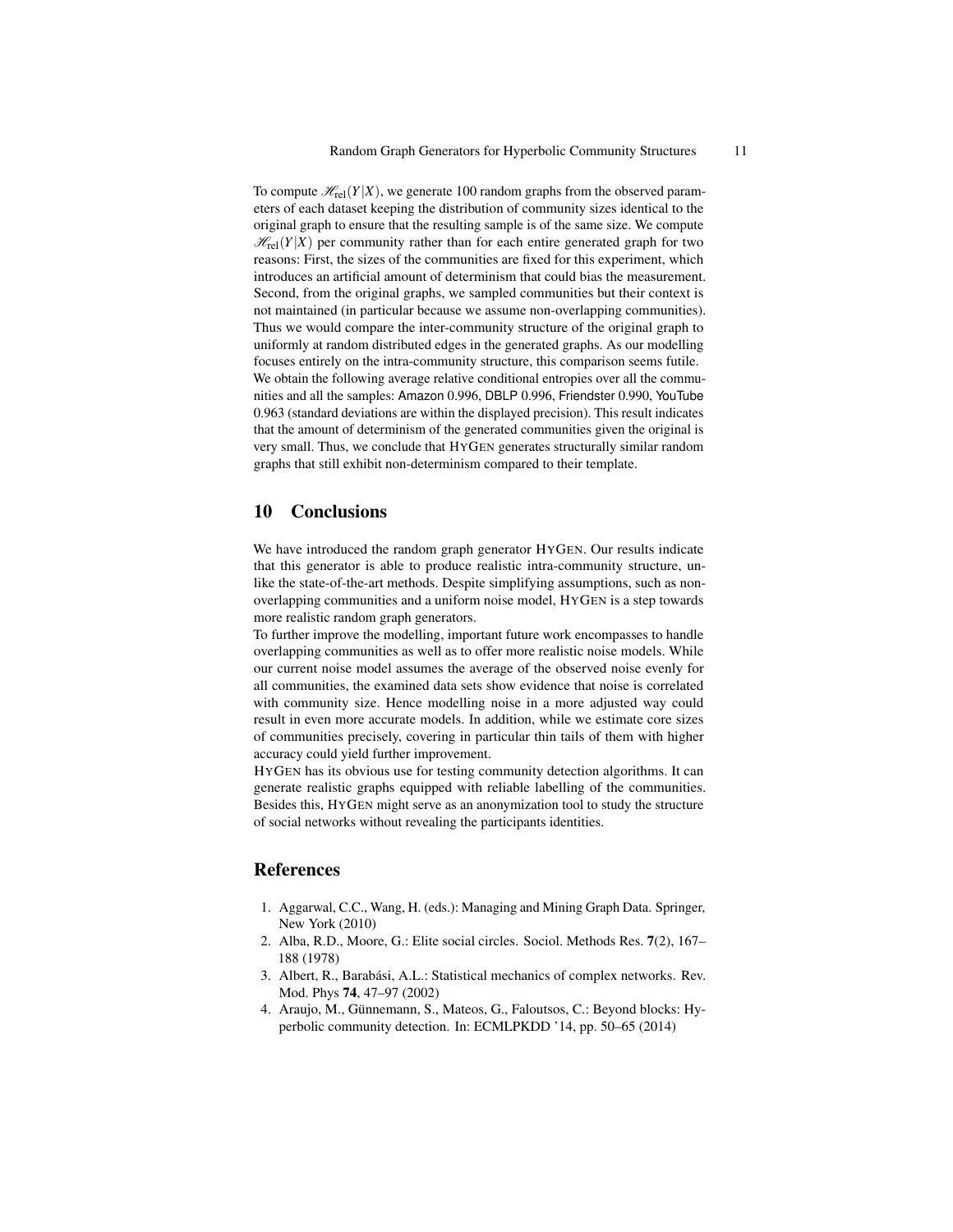To compute $\mathscr{H}_{\text{rel}}(Y|X)$, we generate 100 random graphs from the observed parameters of each dataset keeping the distribution of community sizes identical to the original graph to ensure that the resulting sample is of the same size. We compute $\mathscr{H}_{\text{rel}}(Y|X)$ per community rather than for each entire generated graph for two reasons: First, the sizes of the communities are fixed for this experiment, which introduces an artificial amount of determinism that could bias the measurement. Second, from the original graphs, we sampled communities but their context is not maintained (in particular because we assume non-overlapping communities). Thus we would compare the inter-community structure of the original graph to uniformly at random distributed edges in the generated graphs. As our modelling focuses entirely on the intra-community structure, this comparison seems futile.
We obtain the following average relative conditional entropies over all the communities and all the samples: Amazon 0.996, DBLP 0.996, Friendster 0.990, YouTube 0.963 (standard deviations are within the displayed precision). This result indicates that the amount of determinism of the generated communities given the original is very small. Thus, we conclude that HyGen generates structurally similar random graphs that still exhibit non-determinism compared to their template.

## 10 Conclusions

We have introduced the random graph generator HyGen. Our results indicate that this generator is able to produce realistic intra-community structure, unlike the state-of-the-art methods. Despite simplifying assumptions, such as non-overlapping communities and a uniform noise model, HyGen is a step towards more realistic random graph generators.
To further improve the modelling, important future work encompasses to handle overlapping communities as well as to offer more realistic noise models. While our current noise model assumes the average of the observed noise evenly for all communities, the examined data sets show evidence that noise is correlated with community size. Hence modelling noise in a more adjusted way could result in even more accurate models. In addition, while we estimate core sizes of communities precisely, covering in particular thin tails of them with higher accuracy could yield further improvement.
HyGen has its obvious use for testing community detection algorithms. It can generate realistic graphs equipped with reliable labelling of the communities. Besides this, HyGen might serve as an anonymization tool to study the structure of social networks without revealing the participants identities.

## References

1. Aggarwal, C.C., Wang, H. (eds.): Managing and Mining Graph Data. Springer, New York (2010)
2. Alba, R.D., Moore, G.: Elite social circles. Sociol. Methods Res. **7**(2), 167–188 (1978)
3. Albert, R., Barabási, A.L.: Statistical mechanics of complex networks. Rev. Mod. Phys **74**, 47–97 (2002)
4. Araujo, M., Günnemann, S., Mateos, G., Faloutsos, C.: Beyond blocks: Hyperbolic community detection. In: ECMLPKDD '14, pp. 50–65 (2014)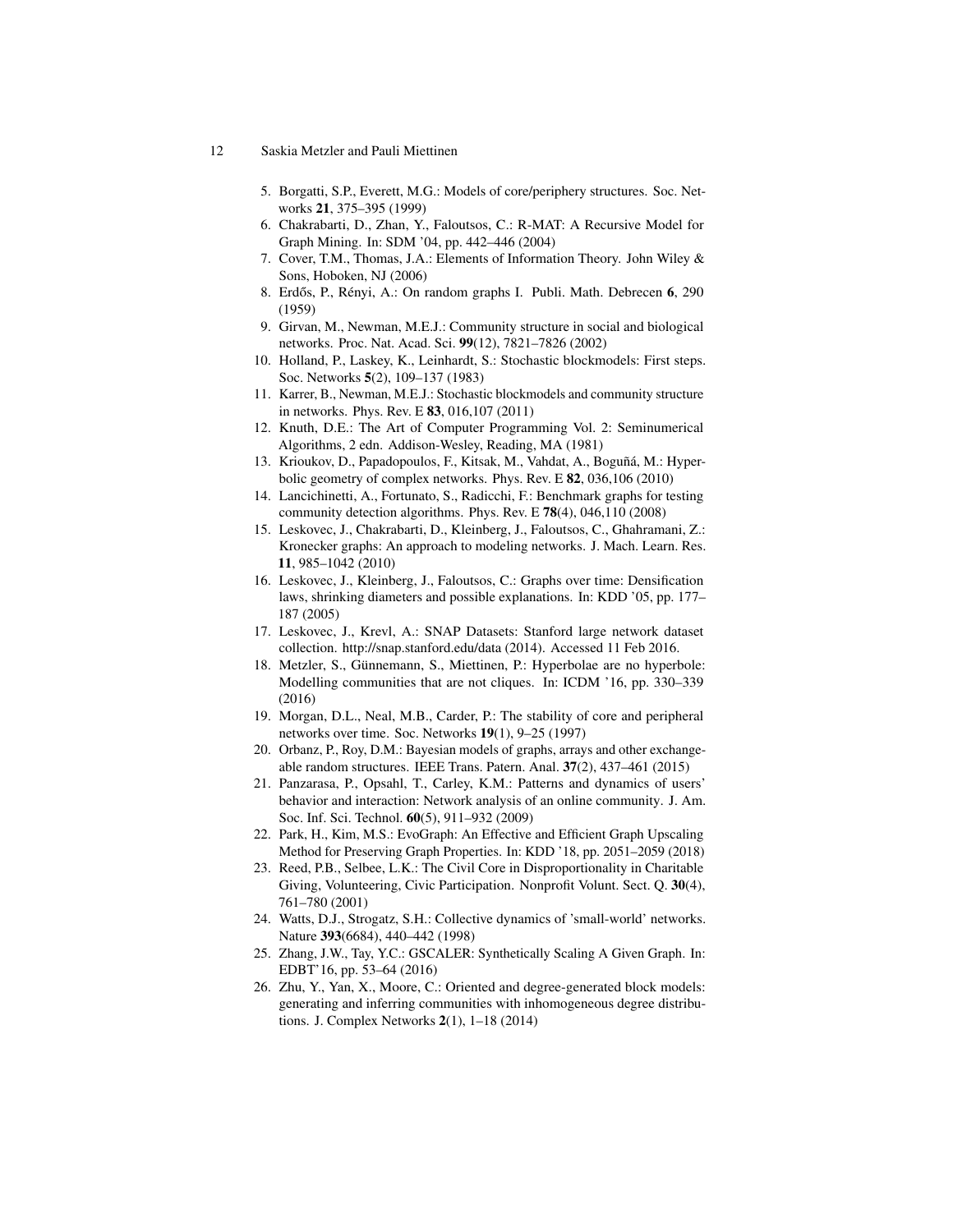5. Borgatti, S.P., Everett, M.G.: Models of core/periphery structures. Soc. Networks **21**, 375–395 (1999)
6. Chakrabarti, D., Zhan, Y., Faloutsos, C.: R-MAT: A Recursive Model for Graph Mining. In: SDM '04, pp. 442–446 (2004)
7. Cover, T.M., Thomas, J.A.: Elements of Information Theory. John Wiley & Sons, Hoboken, NJ (2006)
8. Erdős, P., Rényi, A.: On random graphs I. Publi. Math. Debrecen **6**, 290 (1959)
9. Girvan, M., Newman, M.E.J.: Community structure in social and biological networks. Proc. Nat. Acad. Sci. **99**(12), 7821–7826 (2002)
10. Holland, P., Laskey, K., Leinhardt, S.: Stochastic blockmodels: First steps. Soc. Networks **5**(2), 109–137 (1983)
11. Karrer, B., Newman, M.E.J.: Stochastic blockmodels and community structure in networks. Phys. Rev. E **83**, 016,107 (2011)
12. Knuth, D.E.: The Art of Computer Programming Vol. 2: Seminumerical Algorithms, 2 edn. Addison-Wesley, Reading, MA (1981)
13. Krioukov, D., Papadopoulos, F., Kitsak, M., Vahdat, A., Boguñá, M.: Hyperbolic geometry of complex networks. Phys. Rev. E **82**, 036,106 (2010)
14. Lancichinetti, A., Fortunato, S., Radicchi, F.: Benchmark graphs for testing community detection algorithms. Phys. Rev. E **78**(4), 046,110 (2008)
15. Leskovec, J., Chakrabarti, D., Kleinberg, J., Faloutsos, C., Ghahramani, Z.: Kronecker graphs: An approach to modeling networks. J. Mach. Learn. Res. **11**, 985–1042 (2010)
16. Leskovec, J., Kleinberg, J., Faloutsos, C.: Graphs over time: Densification laws, shrinking diameters and possible explanations. In: KDD '05, pp. 177–187 (2005)
17. Leskovec, J., Krevl, A.: SNAP Datasets: Stanford large network dataset collection. http://snap.stanford.edu/data (2014). Accessed 11 Feb 2016.
18. Metzler, S., Günnemann, S., Miettinen, P.: Hyperbolae are no hyperbole: Modelling communities that are not cliques. In: ICDM '16, pp. 330–339 (2016)
19. Morgan, D.L., Neal, M.B., Carder, P.: The stability of core and peripheral networks over time. Soc. Networks **19**(1), 9–25 (1997)
20. Orbanz, P., Roy, D.M.: Bayesian models of graphs, arrays and other exchangeable random structures. IEEE Trans. Patern. Anal. **37**(2), 437–461 (2015)
21. Panzarasa, P., Opsahl, T., Carley, K.M.: Patterns and dynamics of users' behavior and interaction: Network analysis of an online community. J. Am. Soc. Inf. Sci. Technol. **60**(5), 911–932 (2009)
22. Park, H., Kim, M.S.: EvoGraph: An Effective and Efficient Graph Upscaling Method for Preserving Graph Properties. In: KDD '18, pp. 2051–2059 (2018)
23. Reed, P.B., Selbee, L.K.: The Civil Core in Disproportionality in Charitable Giving, Volunteering, Civic Participation. Nonprofit Volunt. Sect. Q. **30**(4), 761–780 (2001)
24. Watts, D.J., Strogatz, S.H.: Collective dynamics of 'small-world' networks. Nature **393**(6684), 440–442 (1998)
25. Zhang, J.W., Tay, Y.C.: GSCALER: Synthetically Scaling A Given Graph. In: EDBT'16, pp. 53–64 (2016)
26. Zhu, Y., Yan, X., Moore, C.: Oriented and degree-generated block models: generating and inferring communities with inhomogeneous degree distributions. J. Complex Networks **2**(1), 1–18 (2014)